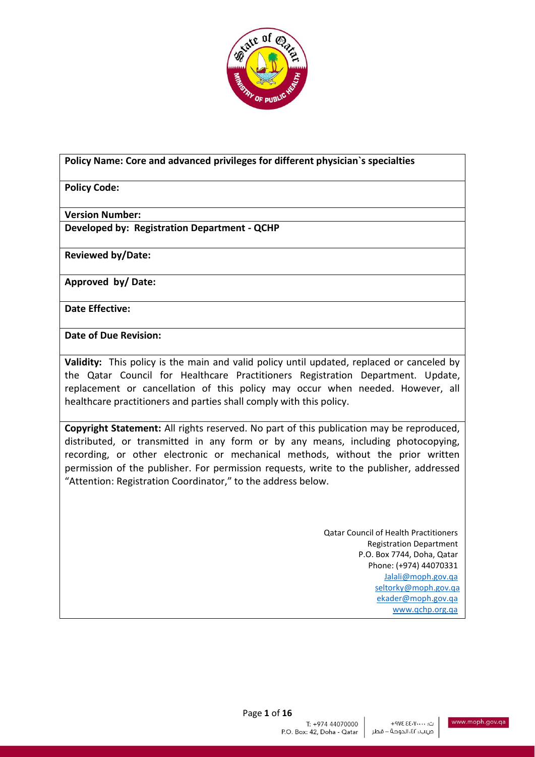| **Policy Name: Core and advanced privileges for different physician`s specialties** |
| --- |
| **Policy Code:** |
| **Version Number:** |
| **Developed by: Registration Department - QCHP** |
| **Reviewed by/Date:** |
| **Approved by/ Date:** |
| **Date Effective:** |
| **Date of Due Revision:** |
| **Validity:** This policy is the main and valid policy until updated, replaced or canceled by the Qatar Council for Healthcare Practitioners Registration Department. Update, replacement or cancellation of this policy may occur when needed. However, all healthcare practitioners and parties shall comply with this policy. |
| **Copyright Statement:** All rights reserved. No part of this publication may be reproduced, distributed, or transmitted in any form or by any means, including photocopying, recording, or other electronic or mechanical methods, without the prior written permission of the publisher. For permission requests, write to the publisher, addressed "Attention: Registration Coordinator," to the address below.<br><br>Qatar Council of Health Practitioners<br>Registration Department<br>P.O. Box 7744, Doha, Qatar<br>Phone: (+974) 44070331<br>Jalali@moph.gov.qa<br>seltorky@moph.gov.qa<br>ekader@moph.gov.qa<br>www.qchp.org.qa |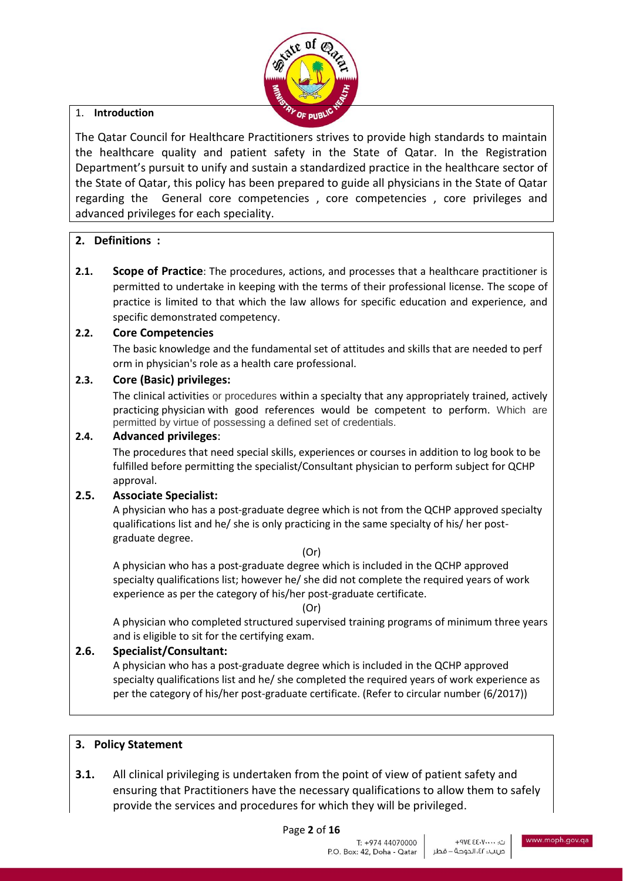## 1. Introduction

The Qatar Council for Healthcare Practitioners strives to provide high standards to maintain the healthcare quality and patient safety in the State of Qatar. In the Registration Department's pursuit to unify and sustain a standardized practice in the healthcare sector of the State of Qatar, this policy has been prepared to guide all physicians in the State of Qatar regarding the General core competencies , core competencies , core privileges and advanced privileges for each speciality.

## 2. Definitions :

**2.1. Scope of Practice**: The procedures, actions, and processes that a healthcare practitioner is permitted to undertake in keeping with the terms of their professional license. The scope of practice is limited to that which the law allows for specific education and experience, and specific demonstrated competency.

**2.2. Core Competencies**

The basic knowledge and the fundamental set of attitudes and skills that are needed to perf orm in physician's role as a health care professional.

**2.3. Core (Basic) privileges:**

The clinical activities or procedures within a specialty that any appropriately trained, actively practicing physician with good references would be competent to perform. Which are permitted by virtue of possessing a defined set of credentials.

**2.4. Advanced privileges**:

The procedures that need special skills, experiences or courses in addition to log book to be fulfilled before permitting the specialist/Consultant physician to perform subject for QCHP approval.

**2.5. Associate Specialist:**

A physician who has a post-graduate degree which is not from the QCHP approved specialty qualifications list and he/ she is only practicing in the same specialty of his/ her post-graduate degree.

(Or)

A physician who has a post-graduate degree which is included in the QCHP approved specialty qualifications list; however he/ she did not complete the required years of work experience as per the category of his/her post-graduate certificate.

(Or)

A physician who completed structured supervised training programs of minimum three years and is eligible to sit for the certifying exam.

**2.6. Specialist/Consultant:**

A physician who has a post-graduate degree which is included in the QCHP approved specialty qualifications list and he/ she completed the required years of work experience as per the category of his/her post-graduate certificate. (Refer to circular number (6/2017))

## 3. Policy Statement

**3.1.** All clinical privileging is undertaken from the point of view of patient safety and ensuring that Practitioners have the necessary qualifications to allow them to safely provide the services and procedures for which they will be privileged.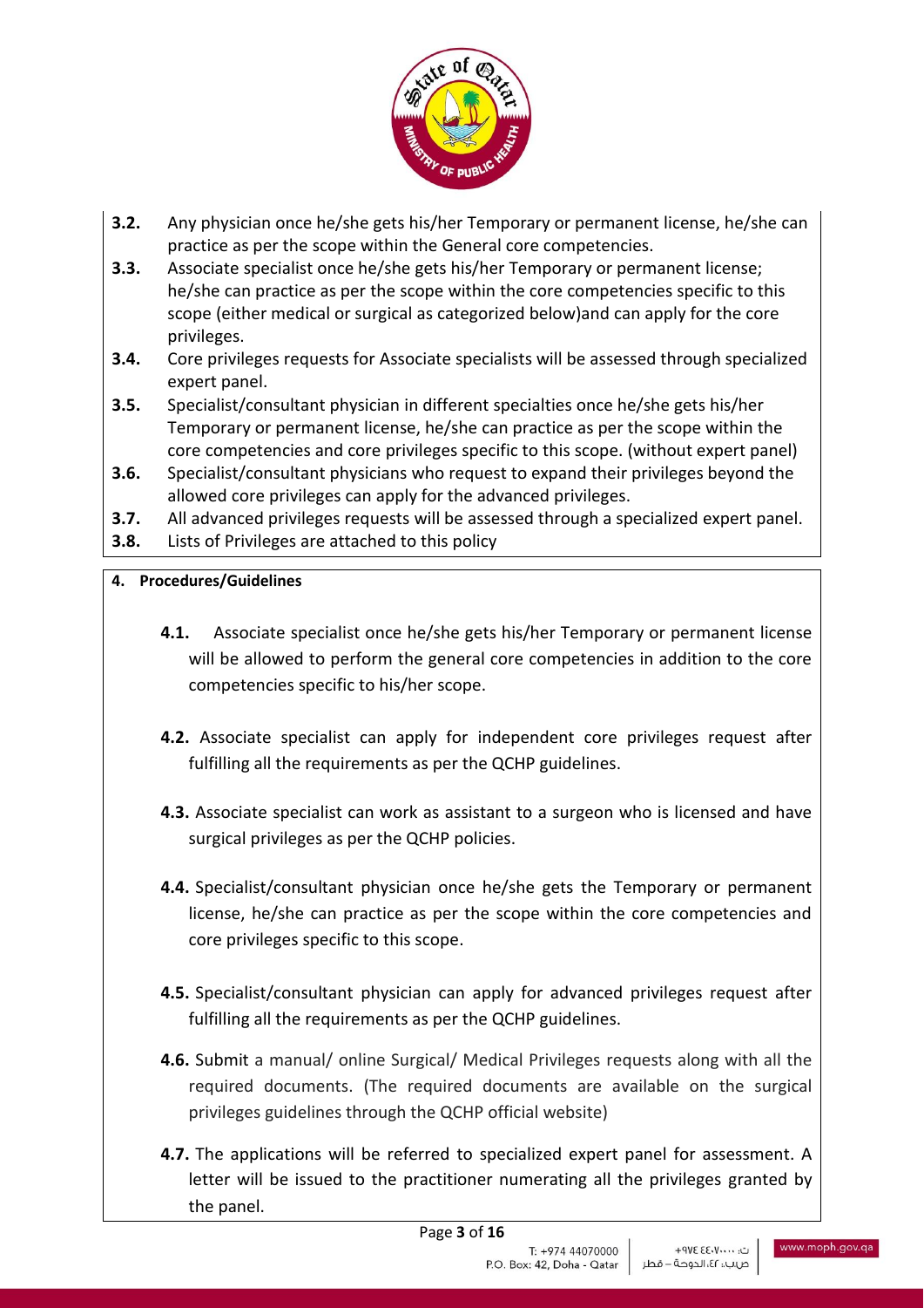**3.2.** Any physician once he/she gets his/her Temporary or permanent license, he/she can practice as per the scope within the General core competencies.

**3.3.** Associate specialist once he/she gets his/her Temporary or permanent license; he/she can practice as per the scope within the core competencies specific to this scope (either medical or surgical as categorized below)and can apply for the core privileges.

**3.4.** Core privileges requests for Associate specialists will be assessed through specialized expert panel.

**3.5.** Specialist/consultant physician in different specialties once he/she gets his/her Temporary or permanent license, he/she can practice as per the scope within the core competencies and core privileges specific to this scope. (without expert panel)

**3.6.** Specialist/consultant physicians who request to expand their privileges beyond the allowed core privileges can apply for the advanced privileges.

**3.7.** All advanced privileges requests will be assessed through a specialized expert panel.

**3.8.** Lists of Privileges are attached to this policy

## 4. Procedures/Guidelines

**4.1.** Associate specialist once he/she gets his/her Temporary or permanent license will be allowed to perform the general core competencies in addition to the core competencies specific to his/her scope.

**4.2.** Associate specialist can apply for independent core privileges request after fulfilling all the requirements as per the QCHP guidelines.

**4.3.** Associate specialist can work as assistant to a surgeon who is licensed and have surgical privileges as per the QCHP policies.

**4.4.** Specialist/consultant physician once he/she gets the Temporary or permanent license, he/she can practice as per the scope within the core competencies and core privileges specific to this scope.

**4.5.** Specialist/consultant physician can apply for advanced privileges request after fulfilling all the requirements as per the QCHP guidelines.

**4.6.** Submit a manual/ online Surgical/ Medical Privileges requests along with all the required documents. (The required documents are available on the surgical privileges guidelines through the QCHP official website)

**4.7.** The applications will be referred to specialized expert panel for assessment. A letter will be issued to the practitioner numerating all the privileges granted by the panel.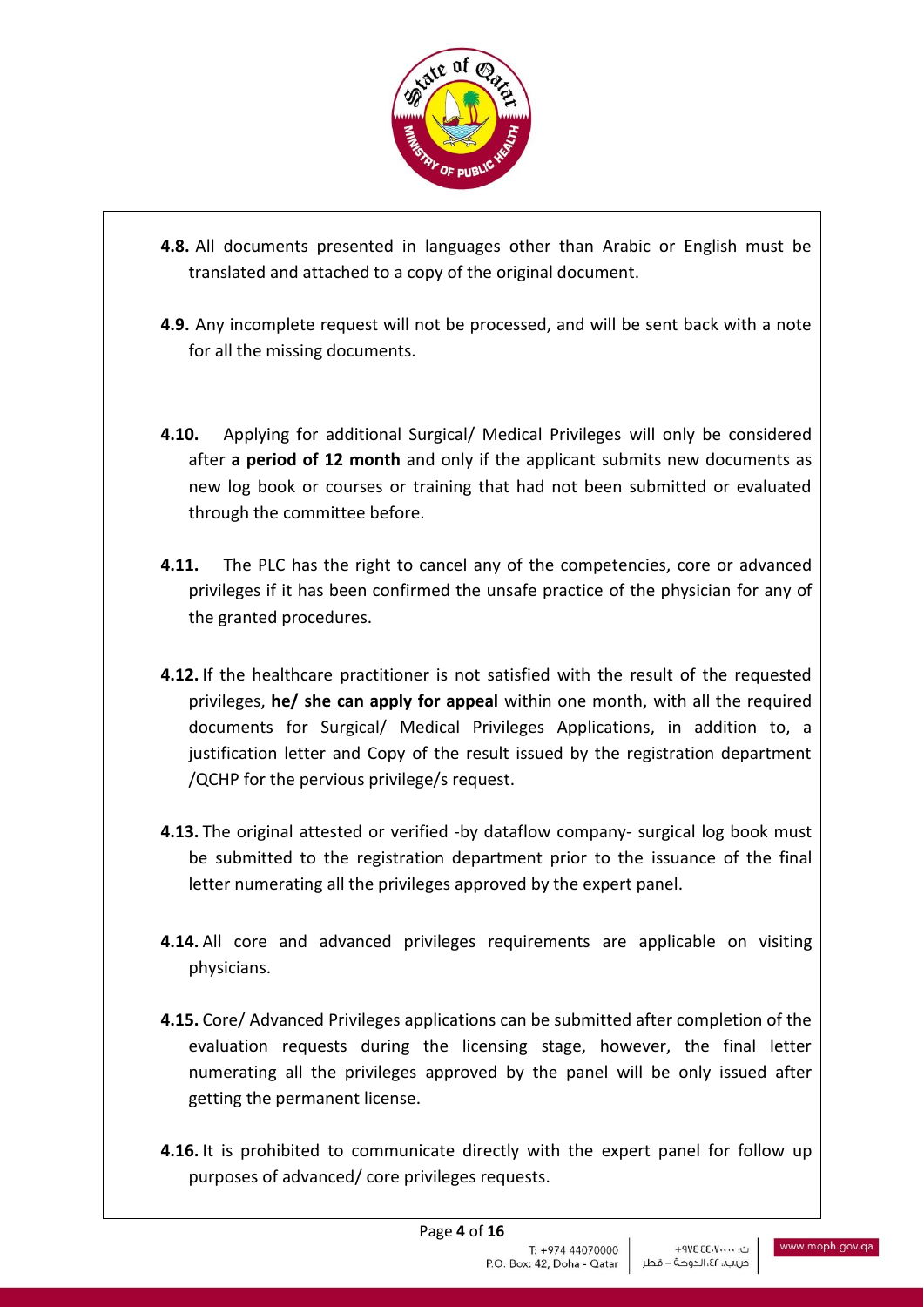**4.8.** All documents presented in languages other than Arabic or English must be translated and attached to a copy of the original document.

**4.9.** Any incomplete request will not be processed, and will be sent back with a note for all the missing documents.

**4.10.** Applying for additional Surgical/ Medical Privileges will only be considered after **a period of 12 month** and only if the applicant submits new documents as new log book or courses or training that had not been submitted or evaluated through the committee before.

**4.11.** The PLC has the right to cancel any of the competencies, core or advanced privileges if it has been confirmed the unsafe practice of the physician for any of the granted procedures.

**4.12.** If the healthcare practitioner is not satisfied with the result of the requested privileges, **he/ she can apply for appeal** within one month, with all the required documents for Surgical/ Medical Privileges Applications, in addition to, a justification letter and Copy of the result issued by the registration department /QCHP for the pervious privilege/s request.

**4.13.** The original attested or verified -by dataflow company- surgical log book must be submitted to the registration department prior to the issuance of the final letter numerating all the privileges approved by the expert panel.

**4.14.** All core and advanced privileges requirements are applicable on visiting physicians.

**4.15.** Core/ Advanced Privileges applications can be submitted after completion of the evaluation requests during the licensing stage, however, the final letter numerating all the privileges approved by the panel will be only issued after getting the permanent license.

**4.16.** It is prohibited to communicate directly with the expert panel for follow up purposes of advanced/ core privileges requests.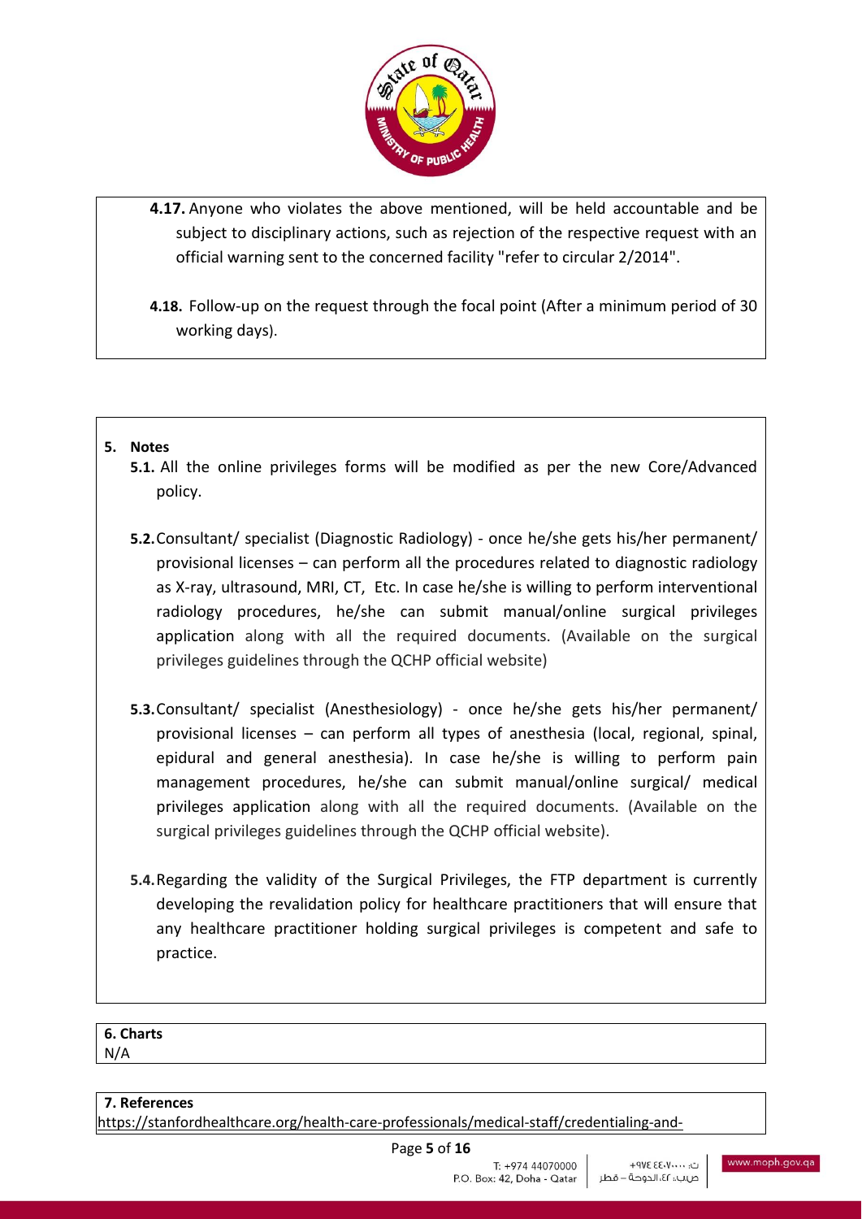**4.17.** Anyone who violates the above mentioned, will be held accountable and be subject to disciplinary actions, such as rejection of the respective request with an official warning sent to the concerned facility "refer to circular 2/2014".

**4.18.** Follow-up on the request through the focal point (After a minimum period of 30 working days).

## 5. Notes

**5.1.** All the online privileges forms will be modified as per the new Core/Advanced policy.

**5.2.** Consultant/ specialist (Diagnostic Radiology) - once he/she gets his/her permanent/ provisional licenses – can perform all the procedures related to diagnostic radiology as X-ray, ultrasound, MRI, CT, Etc. In case he/she is willing to perform interventional radiology procedures, he/she can submit manual/online surgical privileges application along with all the required documents. (Available on the surgical privileges guidelines through the QCHP official website)

**5.3.** Consultant/ specialist (Anesthesiology) - once he/she gets his/her permanent/ provisional licenses – can perform all types of anesthesia (local, regional, spinal, epidural and general anesthesia). In case he/she is willing to perform pain management procedures, he/she can submit manual/online surgical/ medical privileges application along with all the required documents. (Available on the surgical privileges guidelines through the QCHP official website).

**5.4.** Regarding the validity of the Surgical Privileges, the FTP department is currently developing the revalidation policy for healthcare practitioners that will ensure that any healthcare practitioner holding surgical privileges is competent and safe to practice.

## 6. Charts

N/A

## 7. References

https://stanfordhealthcare.org/health-care-professionals/medical-staff/credentialing-and-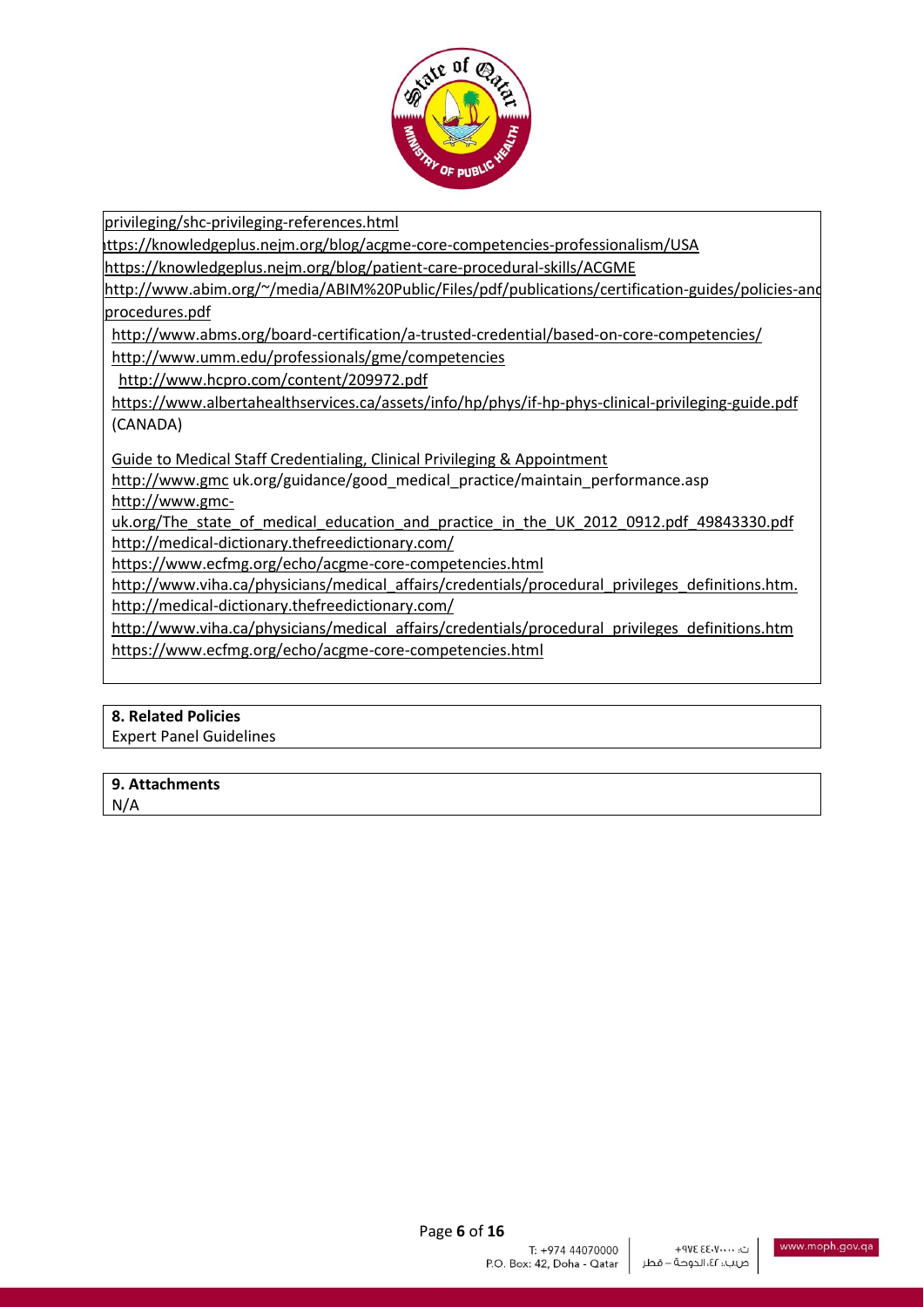privileging/shc-privileging-references.html

https://knowledgeplus.nejm.org/blog/acgme-core-competencies-professionalism/USA

https://knowledgeplus.nejm.org/blog/patient-care-procedural-skills/ACGME

http://www.abim.org/~/media/ABIM%20Public/Files/pdf/publications/certification-guides/policies-and procedures.pdf

http://www.abms.org/board-certification/a-trusted-credential/based-on-core-competencies/

http://www.umm.edu/professionals/gme/competencies

http://www.hcpro.com/content/209972.pdf

https://www.albertahealthservices.ca/assets/info/hp/phys/if-hp-phys-clinical-privileging-guide.pdf (CANADA)

Guide to Medical Staff Credentialing, Clinical Privileging & Appointment

http://www.gmc uk.org/guidance/good_medical_practice/maintain_performance.asp

http://www.gmc-uk.org/The_state_of_medical_education_and_practice_in_the_UK_2012_0912.pdf_49843330.pdf

http://medical-dictionary.thefreedictionary.com/

https://www.ecfmg.org/echo/acgme-core-competencies.html

http://www.viha.ca/physicians/medical_affairs/credentials/procedural_privileges_definitions.htm.

http://medical-dictionary.thefreedictionary.com/

http://www.viha.ca/physicians/medical_affairs/credentials/procedural_privileges_definitions.htm

https://www.ecfmg.org/echo/acgme-core-competencies.html

**8. Related Policies**

Expert Panel Guidelines

**9. Attachments**

N/A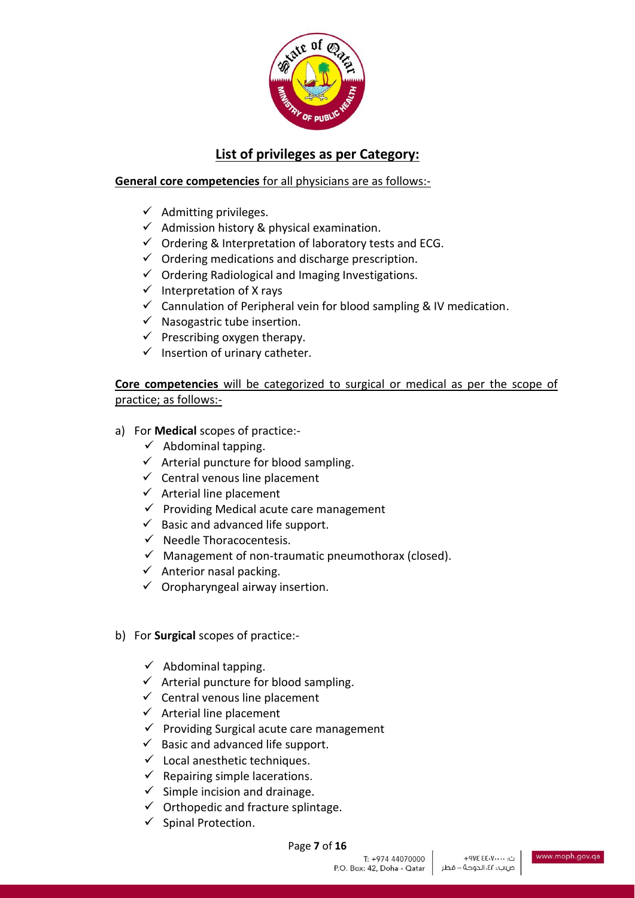## List of privileges as per Category:

**General core competencies** for all physicians are as follows:-

- ✓ Admitting privileges.
- ✓ Admission history & physical examination.
- ✓ Ordering & Interpretation of laboratory tests and ECG.
- ✓ Ordering medications and discharge prescription.
- ✓ Ordering Radiological and Imaging Investigations.
- ✓ Interpretation of X rays
- ✓ Cannulation of Peripheral vein for blood sampling & IV medication.
- ✓ Nasogastric tube insertion.
- ✓ Prescribing oxygen therapy.
- ✓ Insertion of urinary catheter.

**Core competencies** will be categorized to surgical or medical as per the scope of practice; as follows:-

a) For **Medical** scopes of practice:-

- ✓ Abdominal tapping.
- ✓ Arterial puncture for blood sampling.
- ✓ Central venous line placement
- ✓ Arterial line placement
- ✓ Providing Medical acute care management
- ✓ Basic and advanced life support.
- ✓ Needle Thoracocentesis.
- ✓ Management of non-traumatic pneumothorax (closed).
- ✓ Anterior nasal packing.
- ✓ Oropharyngeal airway insertion.

b) For **Surgical** scopes of practice:-

- ✓ Abdominal tapping.
- ✓ Arterial puncture for blood sampling.
- ✓ Central venous line placement
- ✓ Arterial line placement
- ✓ Providing Surgical acute care management
- ✓ Basic and advanced life support.
- ✓ Local anesthetic techniques.
- ✓ Repairing simple lacerations.
- ✓ Simple incision and drainage.
- ✓ Orthopedic and fracture splintage.
- ✓ Spinal Protection.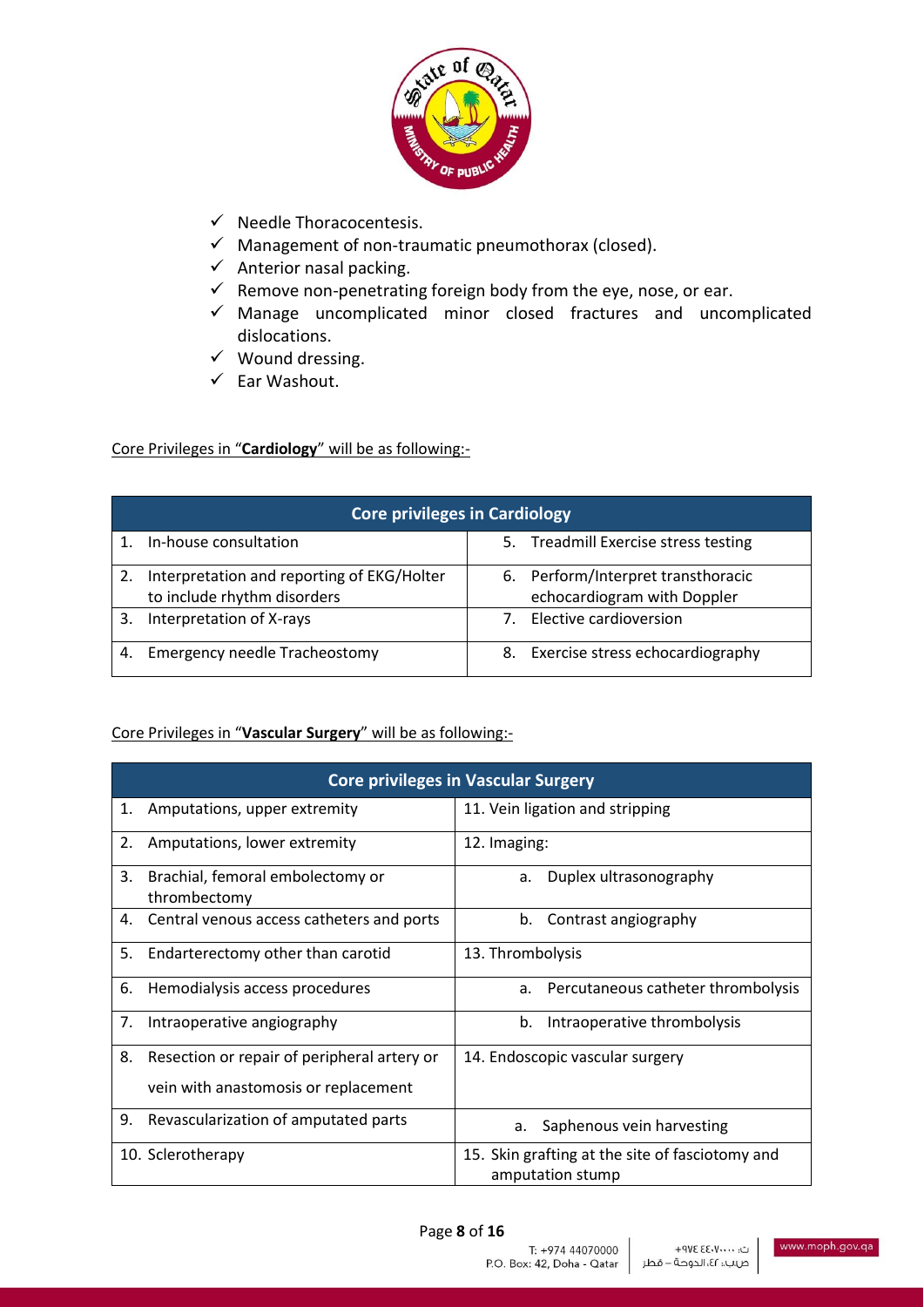- ✓ Needle Thoracocentesis.
- ✓ Management of non-traumatic pneumothorax (closed).
- ✓ Anterior nasal packing.
- ✓ Remove non-penetrating foreign body from the eye, nose, or ear.
- ✓ Manage uncomplicated minor closed fractures and uncomplicated dislocations.
- ✓ Wound dressing.
- ✓ Ear Washout.

Core Privileges in "**Cardiology**" will be as following:-

| Core privileges in Cardiology | |
|---|---|
| 1. In-house consultation | 5. Treadmill Exercise stress testing |
| 2. Interpretation and reporting of EKG/Holter to include rhythm disorders | 6. Perform/Interpret transthoracic echocardiogram with Doppler |
| 3. Interpretation of X-rays | 7. Elective cardioversion |
| 4. Emergency needle Tracheostomy | 8. Exercise stress echocardiography |

Core Privileges in "**Vascular Surgery**" will be as following:-

| Core privileges in Vascular Surgery | |
|---|---|
| 1. Amputations, upper extremity | 11. Vein ligation and stripping |
| 2. Amputations, lower extremity | 12. Imaging: |
| 3. Brachial, femoral embolectomy or thrombectomy | a. Duplex ultrasonography |
| 4. Central venous access catheters and ports | b. Contrast angiography |
| 5. Endarterectomy other than carotid | 13. Thrombolysis |
| 6. Hemodialysis access procedures | a. Percutaneous catheter thrombolysis |
| 7. Intraoperative angiography | b. Intraoperative thrombolysis |
| 8. Resection or repair of peripheral artery or vein with anastomosis or replacement | 14. Endoscopic vascular surgery |
| 9. Revascularization of amputated parts | a. Saphenous vein harvesting |
| 10. Sclerotherapy | 15. Skin grafting at the site of fasciotomy and amputation stump |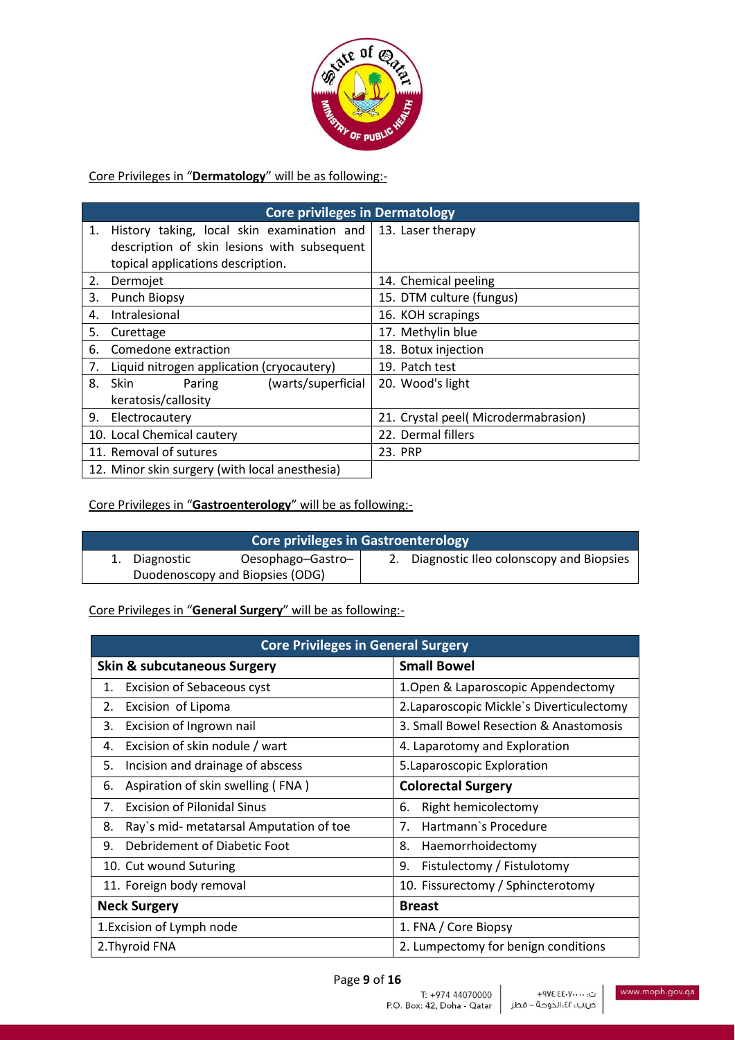Core Privileges in "**Dermatology**" will be as following:-

| Core privileges in Dermatology | |
|---|---|
| 1. History taking, local skin examination and description of skin lesions with subsequent topical applications description. | 13. Laser therapy |
| 2. Dermojet | 14. Chemical peeling |
| 3. Punch Biopsy | 15. DTM culture (fungus) |
| 4. Intralesional | 16. KOH scrapings |
| 5. Curettage | 17. Methylin blue |
| 6. Comedone extraction | 18. Botux injection |
| 7. Liquid nitrogen application (cryocautery) | 19. Patch test |
| 8. Skin Paring (warts/superficial keratosis/callosity | 20. Wood's light |
| 9. Electrocautery | 21. Crystal peel( Microdermabrasion) |
| 10. Local Chemical cautery | 22. Dermal fillers |
| 11. Removal of sutures | 23. PRP |
| 12. Minor skin surgery (with local anesthesia) | |

Core Privileges in "**Gastroenterology**" will be as following:-

| Core privileges in Gastroenterology | |
|---|---|
| 1. Diagnostic Oesophago–Gastro–Duodenoscopy and Biopsies (ODG) | 2. Diagnostic Ileo colonscopy and Biopsies |

Core Privileges in "**General Surgery**" will be as following:-

| Core Privileges in General Surgery | |
|---|---|
| **Skin & subcutaneous Surgery** | **Small Bowel** |
| 1. Excision of Sebaceous cyst | 1.Open & Laparoscopic Appendectomy |
| 2. Excision of Lipoma | 2.Laparoscopic Mickle`s Diverticulectomy |
| 3. Excision of Ingrown nail | 3. Small Bowel Resection & Anastomosis |
| 4. Excision of skin nodule / wart | 4. Laparotomy and Exploration |
| 5. Incision and drainage of abscess | 5.Laparoscopic Exploration |
| 6. Aspiration of skin swelling ( FNA ) | **Colorectal Surgery** |
| 7. Excision of Pilonidal Sinus | 6. Right hemicolectomy |
| 8. Ray`s mid- metatarsal Amputation of toe | 7. Hartmann`s Procedure |
| 9. Debridement of Diabetic Foot | 8. Haemorrhoidectomy |
| 10. Cut wound Suturing | 9. Fistulectomy / Fistulotomy |
| 11. Foreign body removal | 10. Fissurectomy / Sphincterotomy |
| **Neck Surgery** | **Breast** |
| 1.Excision of Lymph node | 1. FNA / Core Biopsy |
| 2.Thyroid FNA | 2. Lumpectomy for benign conditions |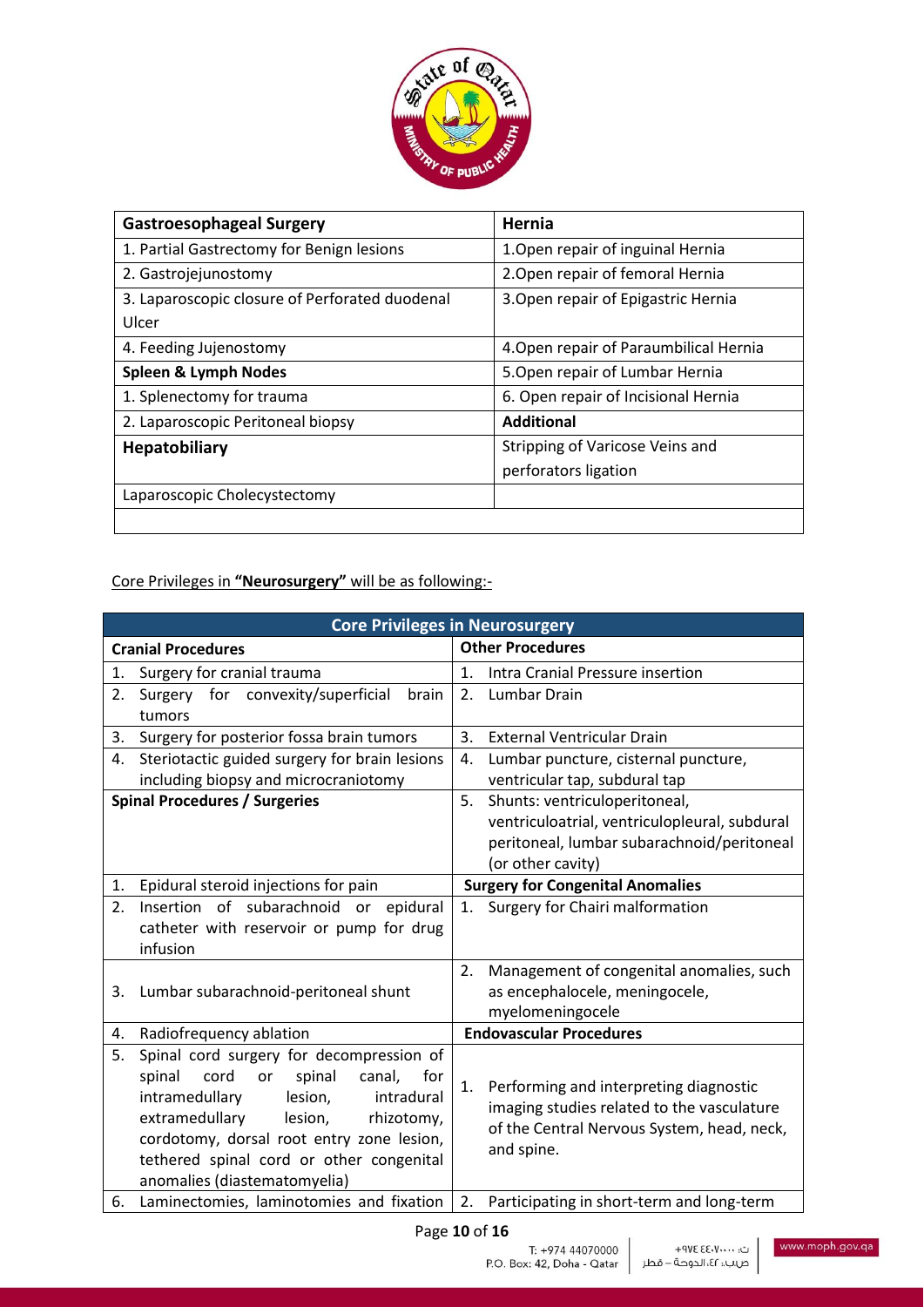| Gastroesophageal Surgery | Hernia |
|---|---|
| 1. Partial Gastrectomy for Benign lesions | 1.Open repair of inguinal Hernia |
| 2. Gastrojejunostomy | 2.Open repair of femoral Hernia |
| 3. Laparoscopic closure of Perforated duodenal Ulcer | 3.Open repair of Epigastric Hernia |
| 4. Feeding Jujenostomy | 4.Open repair of Paraumbilical Hernia |
| **Spleen & Lymph Nodes** | 5.Open repair of Lumbar Hernia |
| 1. Splenectomy for trauma | 6. Open repair of Incisional Hernia |
| 2. Laparoscopic Peritoneal biopsy | **Additional** |
| **Hepatobiliary** | Stripping of Varicose Veins and perforators ligation |
| Laparoscopic Cholecystectomy | |
| | |

Core Privileges in **"Neurosurgery"** will be as following:-

| Core Privileges in Neurosurgery | |
|---|---|
| **Cranial Procedures** | **Other Procedures** |
| 1. Surgery for cranial trauma | 1. Intra Cranial Pressure insertion |
| 2. Surgery for convexity/superficial brain tumors | 2. Lumbar Drain |
| 3. Surgery for posterior fossa brain tumors | 3. External Ventricular Drain |
| 4. Steriotactic guided surgery for brain lesions including biopsy and microcraniotomy | 4. Lumbar puncture, cisternal puncture, ventricular tap, subdural tap |
| **Spinal Procedures / Surgeries** | 5. Shunts: ventriculoperitoneal, ventriculoatrial, ventriculopleural, subdural peritoneal, lumbar subarachnoid/peritoneal (or other cavity) |
| 1. Epidural steroid injections for pain | **Surgery for Congenital Anomalies** |
| 2. Insertion of subarachnoid or epidural catheter with reservoir or pump for drug infusion | 1. Surgery for Chairi malformation |
| 3. Lumbar subarachnoid-peritoneal shunt | 2. Management of congenital anomalies, such as encephalocele, meningocele, myelomeningocele |
| 4. Radiofrequency ablation | **Endovascular Procedures** |
| 5. Spinal cord surgery for decompression of spinal cord or spinal canal, for intramedullary lesion, intradural extramedullary lesion, rhizotomy, cordotomy, dorsal root entry zone lesion, tethered spinal cord or other congenital anomalies (diastematomyelia) | 1. Performing and interpreting diagnostic imaging studies related to the vasculature of the Central Nervous System, head, neck, and spine. |
| 6. Laminectomies, laminotomies and fixation | 2. Participating in short-term and long-term |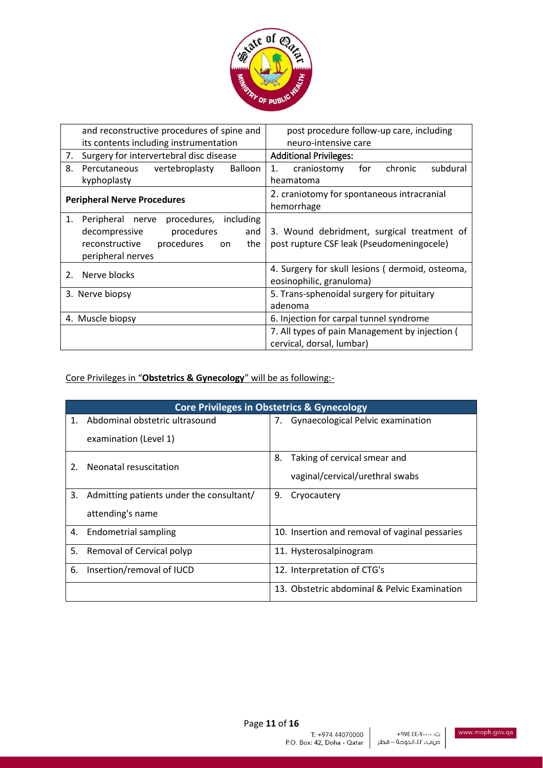| | |
|---|---|
| and reconstructive procedures of spine and its contents including instrumentation | post procedure follow-up care, including neuro-intensive care |
| 7. Surgery for intervertebral disc disease | Additional Privileges: |
| 8. Percutaneous vertebroplasty Balloon kyphoplasty | 1. craniostomy for chronic subdural heamatoma |
| **Peripheral Nerve Procedures** | 2. craniotomy for spontaneous intracranial hemorrhage |
| 1. Peripheral nerve procedures, including decompressive procedures and reconstructive procedures on the peripheral nerves | 3. Wound debridment, surgical treatment of post rupture CSF leak (Pseudomeningocele) |
| 2. Nerve blocks | 4. Surgery for skull lesions ( dermoid, osteoma, eosinophilic, granuloma) |
| 3. Nerve biopsy | 5. Trans-sphenoidal surgery for pituitary adenoma |
| 4. Muscle biopsy | 6. Injection for carpal tunnel syndrome |
| | 7. All types of pain Management by injection ( cervical, dorsal, lumbar) |

Core Privileges in "**Obstetrics & Gynecology**" will be as following:-

| Core Privileges in Obstetrics & Gynecology | |
|---|---|
| 1. Abdominal obstetric ultrasound examination (Level 1) | 7. Gynaecological Pelvic examination |
| 2. Neonatal resuscitation | 8. Taking of cervical smear and vaginal/cervical/urethral swabs |
| 3. Admitting patients under the consultant/ attending's name | 9. Cryocautery |
| 4. Endometrial sampling | 10. Insertion and removal of vaginal pessaries |
| 5. Removal of Cervical polyp | 11. Hysterosalpinogram |
| 6. Insertion/removal of IUCD | 12. Interpretation of CTG's |
| | 13. Obstetric abdominal & Pelvic Examination |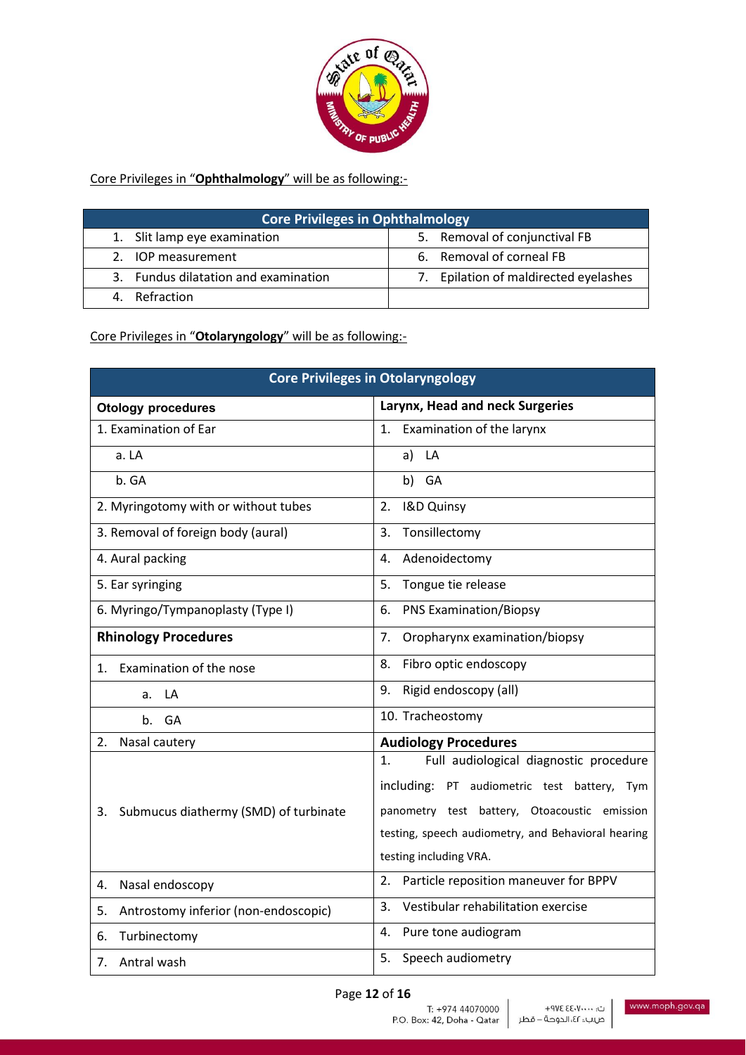Core Privileges in "**Ophthalmology**" will be as following:-

| Core Privileges in Ophthalmology | |
|---|---|
| 1. Slit lamp eye examination | 5. Removal of conjunctival FB |
| 2. IOP measurement | 6. Removal of corneal FB |
| 3. Fundus dilatation and examination | 7. Epilation of maldirected eyelashes |
| 4. Refraction | |

Core Privileges in "**Otolaryngology**" will be as following:-

| Core Privileges in Otolaryngology | |
|---|---|
| **Otology procedures** | **Larynx, Head and neck Surgeries** |
| 1. Examination of Ear | 1. Examination of the larynx |
| a. LA | a) LA |
| b. GA | b) GA |
| 2. Myringotomy with or without tubes | 2. I&D Quinsy |
| 3. Removal of foreign body (aural) | 3. Tonsillectomy |
| 4. Aural packing | 4. Adenoidectomy |
| 5. Ear syringing | 5. Tongue tie release |
| 6. Myringo/Tympanoplasty (Type I) | 6. PNS Examination/Biopsy |
| **Rhinology Procedures** | 7. Oropharynx examination/biopsy |
| 1. Examination of the nose | 8. Fibro optic endoscopy |
| a. LA | 9. Rigid endoscopy (all) |
| b. GA | 10. Tracheostomy |
| 2. Nasal cautery | **Audiology Procedures** |
| 3. Submucus diathermy (SMD) of turbinate | 1. Full audiological diagnostic procedure including: PT audiometric test battery, Tympanometry test battery, Otoacoustic emission testing, speech audiometry, and Behavioral hearing testing including VRA. |
| 4. Nasal endoscopy | 2. Particle reposition maneuver for BPPV |
| 5. Antrostomy inferior (non-endoscopic) | 3. Vestibular rehabilitation exercise |
| 6. Turbinectomy | 4. Pure tone audiogram |
| 7. Antral wash | 5. Speech audiometry |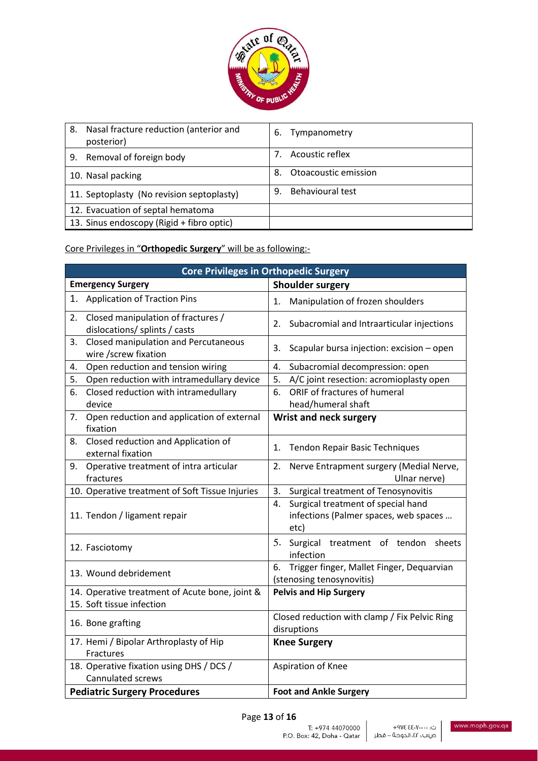| 8. Nasal fracture reduction (anterior and posterior) | 6. Tympanometry |
|---|---|
| 9. Removal of foreign body | 7. Acoustic reflex |
| 10. Nasal packing | 8. Otoacoustic emission |
| 11. Septoplasty (No revision septoplasty) | 9. Behavioural test |
| 12. Evacuation of septal hematoma | |
| 13. Sinus endoscopy (Rigid + fibro optic) | |

Core Privileges in "**Orthopedic Surgery**" will be as following:-

| **Core Privileges in Orthopedic Surgery** | |
|---|---|
| **Emergency Surgery** | **Shoulder surgery** |
| 1. Application of Traction Pins | 1. Manipulation of frozen shoulders |
| 2. Closed manipulation of fractures / dislocations/ splints / casts | 2. Subacromial and Intraarticular injections |
| 3. Closed manipulation and Percutaneous wire /screw fixation | 3. Scapular bursa injection: excision – open |
| 4. Open reduction and tension wiring | 4. Subacromial decompression: open |
| 5. Open reduction with intramedullary device | 5. A/C joint resection: acromioplasty open |
| 6. Closed reduction with intramedullary device | 6. ORIF of fractures of humeral head/humeral shaft |
| 7. Open reduction and application of external fixation | **Wrist and neck surgery** |
| 8. Closed reduction and Application of external fixation | 1. Tendon Repair Basic Techniques |
| 9. Operative treatment of intra articular fractures | 2. Nerve Entrapment surgery (Medial Nerve, Ulnar nerve) |
| 10. Operative treatment of Soft Tissue Injuries | 3. Surgical treatment of Tenosynovitis |
| 11. Tendon / ligament repair | 4. Surgical treatment of special hand infections (Palmer spaces, web spaces … etc) |
| 12. Fasciotomy | 5. Surgical treatment of tendon sheets infection |
| 13. Wound debridement | 6. Trigger finger, Mallet Finger, Dequarvian (stenosing tenosynovitis) |
| 14. Operative treatment of Acute bone, joint & 15. Soft tissue infection | **Pelvis and Hip Surgery** |
| 16. Bone grafting | Closed reduction with clamp / Fix Pelvic Ring disruptions |
| 17. Hemi / Bipolar Arthroplasty of Hip Fractures | **Knee Surgery** |
| 18. Operative fixation using DHS / DCS / Cannulated screws | Aspiration of Knee |
| **Pediatric Surgery Procedures** | **Foot and Ankle Surgery** |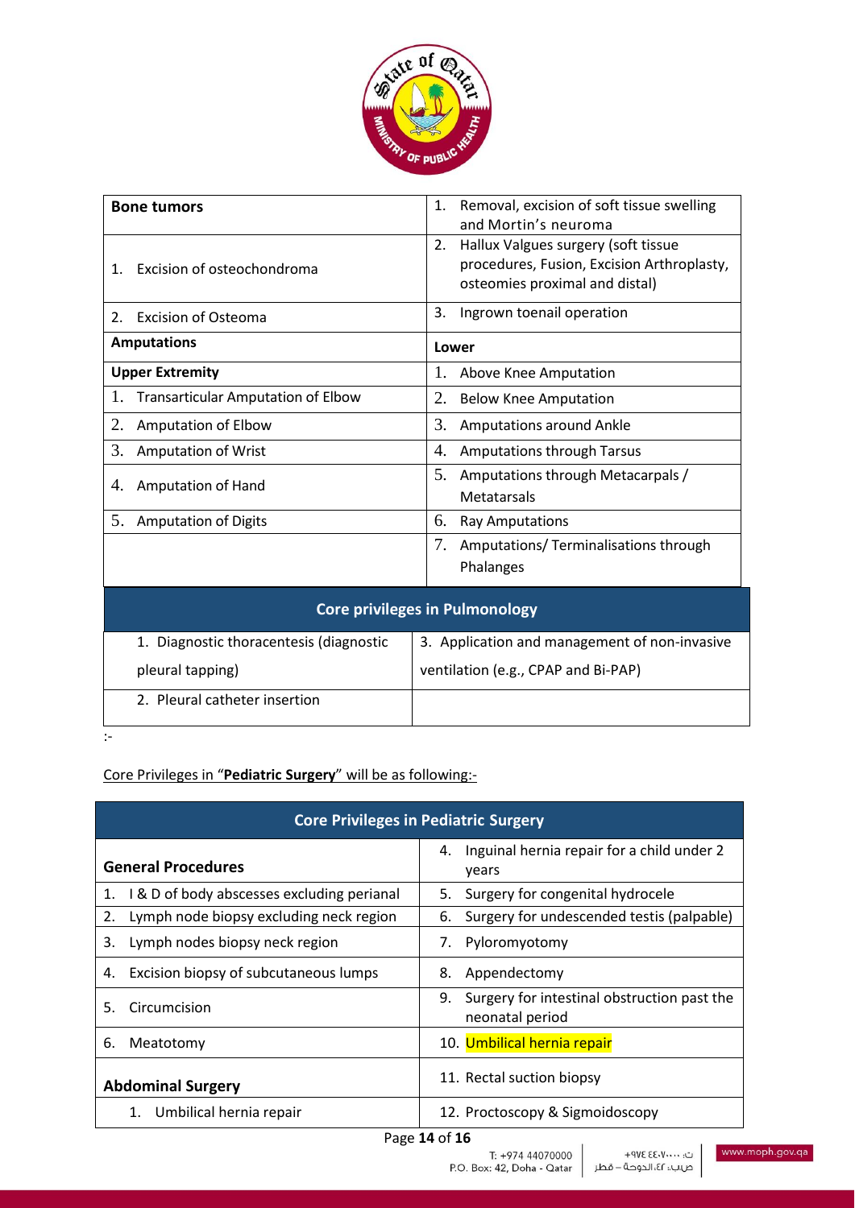| Bone tumors | 1. Removal, excision of soft tissue swelling and Mortin's neuroma |
|---|---|
| 1. Excision of osteochondroma | 2. Hallux Valgues surgery (soft tissue procedures, Fusion, Excision Arthroplasty, osteomies proximal and distal) |
| 2. Excision of Osteoma | 3. Ingrown toenail operation |
| **Amputations** | **Lower** |
| **Upper Extremity** | 1. Above Knee Amputation |
| 1. Transarticular Amputation of Elbow | 2. Below Knee Amputation |
| 2. Amputation of Elbow | 3. Amputations around Ankle |
| 3. Amputation of Wrist | 4. Amputations through Tarsus |
| 4. Amputation of Hand | 5. Amputations through Metacarpals / Metatarsals |
| 5. Amputation of Digits | 6. Ray Amputations |
| | 7. Amputations/ Terminalisations through Phalanges |

| Core privileges in Pulmonology | |
|---|---|
| 1. Diagnostic thoracentesis (diagnostic pleural tapping) | 3. Application and management of non-invasive ventilation (e.g., CPAP and Bi-PAP) |
| 2. Pleural catheter insertion | |

:-

Core Privileges in "**Pediatric Surgery**" will be as following:-

| Core Privileges in Pediatric Surgery | |
|---|---|
| **General Procedures** | 4. Inguinal hernia repair for a child under 2 years |
| 1. I & D of body abscesses excluding perianal | 5. Surgery for congenital hydrocele |
| 2. Lymph node biopsy excluding neck region | 6. Surgery for undescended testis (palpable) |
| 3. Lymph nodes biopsy neck region | 7. Pyloromyotomy |
| 4. Excision biopsy of subcutaneous lumps | 8. Appendectomy |
| 5. Circumcision | 9. Surgery for intestinal obstruction past the neonatal period |
| 6. Meatotomy | 10. Umbilical hernia repair |
| **Abdominal Surgery** | 11. Rectal suction biopsy |
| 1. Umbilical hernia repair | 12. Proctoscopy & Sigmoidoscopy |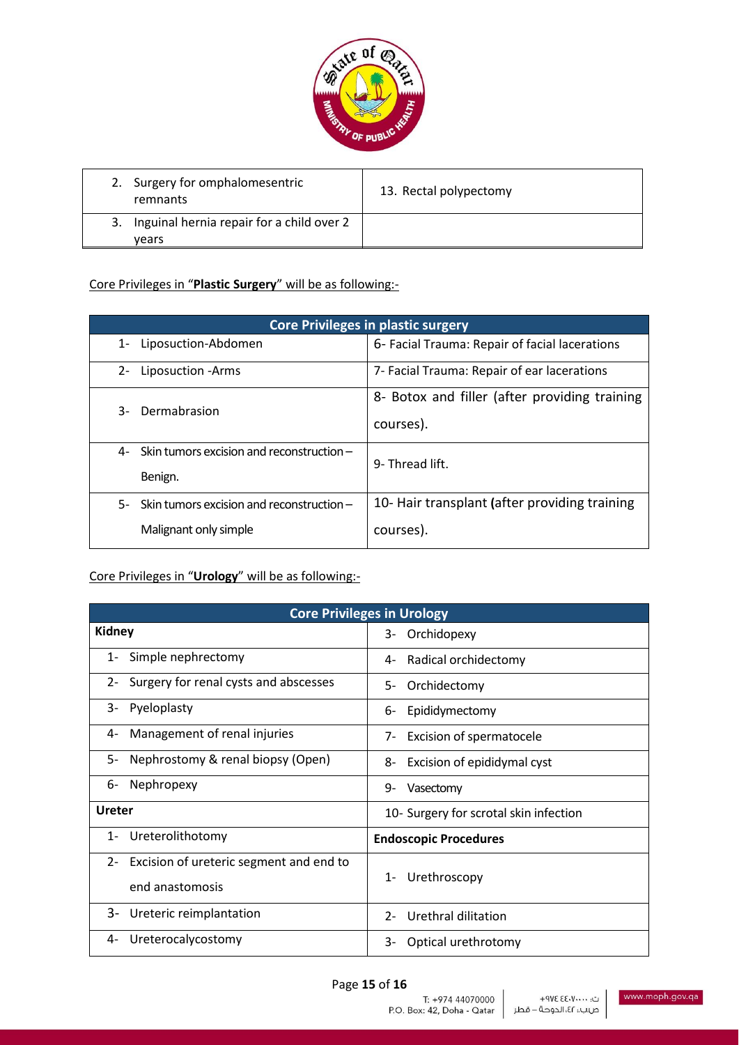| | |
|---|---|
| 2. Surgery for omphalomesentric remnants | 13. Rectal polypectomy |
| 3. Inguinal hernia repair for a child over 2 years | |

Core Privileges in “**Plastic Surgery**” will be as following:-

| Core Privileges in plastic surgery | |
|---|---|
| 1- Liposuction-Abdomen | 6- Facial Trauma: Repair of facial lacerations |
| 2- Liposuction -Arms | 7- Facial Trauma: Repair of ear lacerations |
| 3- Dermabrasion | 8- Botox and filler (after providing training courses). |
| 4- Skin tumors excision and reconstruction – Benign. | 9- Thread lift. |
| 5- Skin tumors excision and reconstruction – Malignant only simple | 10- Hair transplant (after providing training courses). |

Core Privileges in “**Urology**” will be as following:-

| Core Privileges in Urology | |
|---|---|
| **Kidney** | 3- Orchidopexy |
| 1- Simple nephrectomy | 4- Radical orchidectomy |
| 2- Surgery for renal cysts and abscesses | 5- Orchidectomy |
| 3- Pyeloplasty | 6- Epididymectomy |
| 4- Management of renal injuries | 7- Excision of spermatocele |
| 5- Nephrostomy & renal biopsy (Open) | 8- Excision of epididymal cyst |
| 6- Nephropexy | 9- Vasectomy |
| **Ureter** | 10- Surgery for scrotal skin infection |
| 1- Ureterolithotomy | **Endoscopic Procedures** |
| 2- Excision of ureteric segment and end to end anastomosis | 1- Urethroscopy |
| 3- Ureteric reimplantation | 2- Urethral dilitation |
| 4- Ureterocalycostomy | 3- Optical urethrotomy |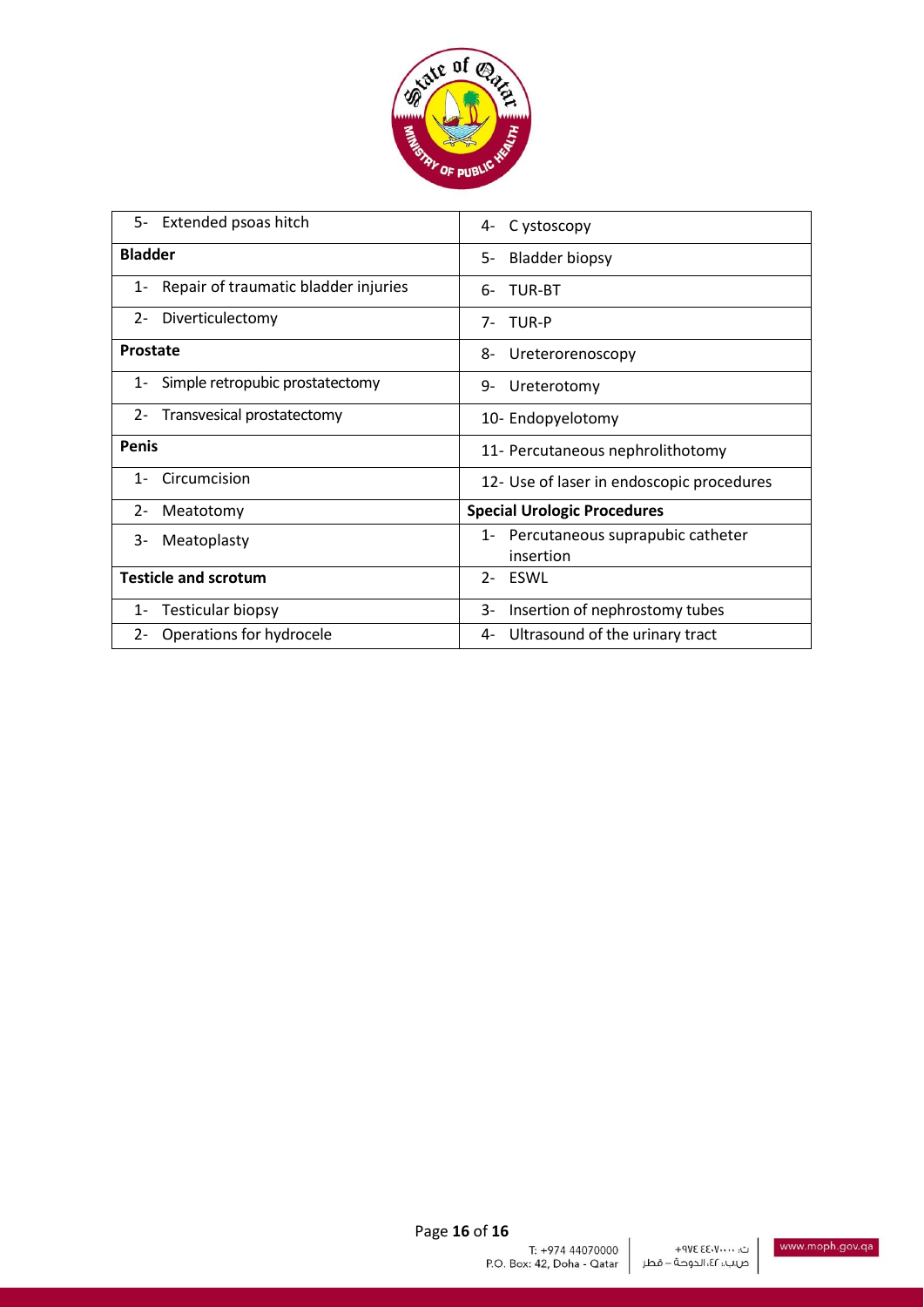| | |
|---|---|
| 5- Extended psoas hitch | 4- C ystoscopy |
| **Bladder** | 5- Bladder biopsy |
| 1- Repair of traumatic bladder injuries | 6- TUR-BT |
| 2- Diverticulectomy | 7- TUR-P |
| **Prostate** | 8- Ureterorenoscopy |
| 1- Simple retropubic prostatectomy | 9- Ureterotomy |
| 2- Transvesical prostatectomy | 10- Endopyelotomy |
| **Penis** | 11- Percutaneous nephrolithotomy |
| 1- Circumcision | 12- Use of laser in endoscopic procedures |
| 2- Meatotomy | **Special Urologic Procedures** |
| 3- Meatoplasty | 1- Percutaneous suprapubic catheter insertion |
| **Testicle and scrotum** | 2- ESWL |
| 1- Testicular biopsy | 3- Insertion of nephrostomy tubes |
| 2- Operations for hydrocele | 4- Ultrasound of the urinary tract |